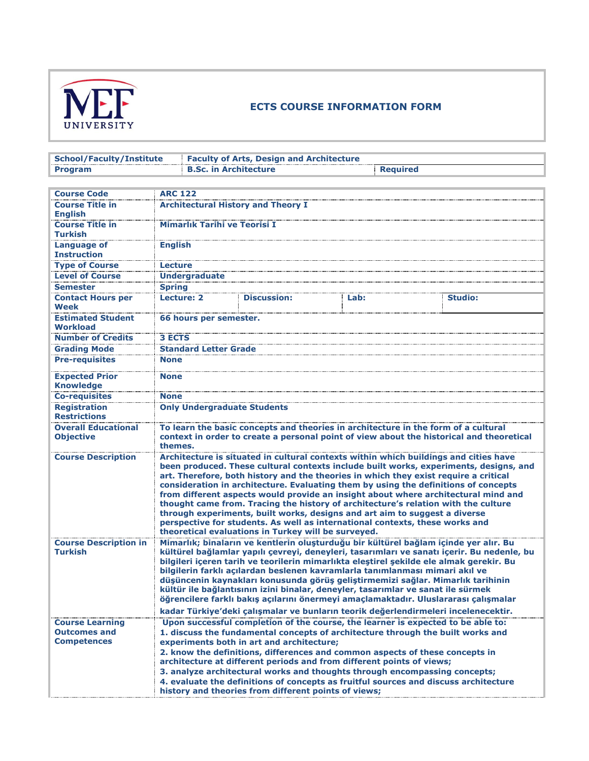# ECTS COURSE INFORMATION FORM

| School/Faculty/Institute | Faculty of Arts, Design and Architecture | |
|---|---|---|
| Program | B.Sc. in Architecture | Required |

| | | | | |
|---|---|---|---|---|
| Course Code | ARC 122 | | | |
| Course Title in English | Architectural History and Theory I | | | |
| Course Title in Turkish | Mimarlık Tarihi ve Teorisi I | | | |
| Language of Instruction | English | | | |
| Type of Course | Lecture | | | |
| Level of Course | Undergraduate | | | |
| Semester | Spring | | | |
| Contact Hours per Week | Lecture: 2 | Discussion: | Lab: | Studio: |
| Estimated Student Workload | 66 hours per semester. | | | |
| Number of Credits | 3 ECTS | | | |
| Grading Mode | Standard Letter Grade | | | |
| Pre-requisites | None | | | |
| Expected Prior Knowledge | None | | | |
| Co-requisites | None | | | |
| Registration Restrictions | Only Undergraduate Students | | | |
| Overall Educational Objective | To learn the basic concepts and theories in architecture in the form of a cultural context in order to create a personal point of view about the historical and theoretical themes. | | | |
| Course Description | Architecture is situated in cultural contexts within which buildings and cities have been produced. These cultural contexts include built works, experiments, designs, and art. Therefore, both history and the theories in which they exist require a critical consideration in architecture. Evaluating them by using the definitions of concepts from different aspects would provide an insight about where architectural mind and thought came from. Tracing the history of architecture's relation with the culture through experiments, built works, designs and art aim to suggest a diverse perspective for students. As well as international contexts, these works and theoretical evaluations in Turkey will be surveyed. | | | |
| Course Description in Turkish | Mimarlık; binaların ve kentlerin oluşturduğu bir kültürel bağlam içinde yer alır. Bu kültürel bağlamlar yapılı çevreyi, deneyleri, tasarımları ve sanatı içerir. Bu nedenle, bu bilgileri içeren tarih ve teorilerin mimarlıkta eleştirel şekilde ele almak gerekir. Bu bilgilerin farklı açılardan beslenen kavramlarla tanımlanması mimari akıl ve düşüncenin kaynakları konusunda görüş geliştirmemizi sağlar. Mimarlık tarihinin kültür ile bağlantısının izini binalar, deneyler, tasarımlar ve sanat ile sürmek öğrencilere farklı bakış açılarını önermeyi amaçlamaktadır. Uluslararası çalışmalar kadar Türkiye'deki çalışmalar ve bunların teorik değerlendirmeleri incelenecektir. | | | |
| Course Learning Outcomes and Competences | Upon successful completion of the course, the learner is expected to be able to:<br>1. discuss the fundamental concepts of architecture through the built works and experiments both in art and architecture;<br>2. know the definitions, differences and common aspects of these concepts in architecture at different periods and from different points of views;<br>3. analyze architectural works and thoughts through encompassing concepts;<br>4. evaluate the definitions of concepts as fruitful sources and discuss architecture history and theories from different points of views; | | | |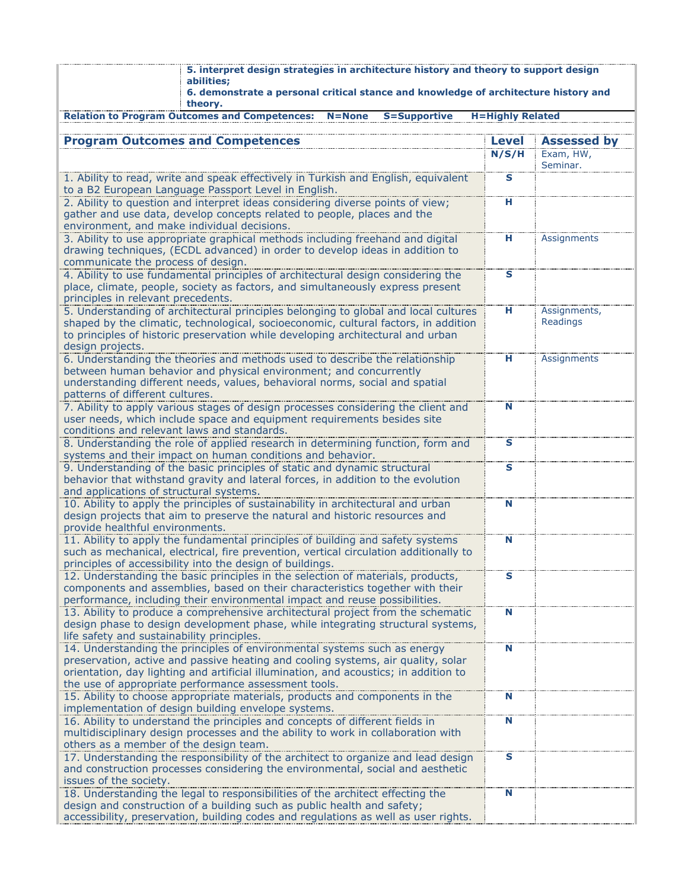| | |
|---|---|
| | **5. interpret design strategies in architecture history and theory to support design abilities;**<br>**6. demonstrate a personal critical stance and knowledge of architecture history and theory.** |

**Relation to Program Outcomes and Competences: N=None S=Supportive H=Highly Related**

| Program Outcomes and Competences | Level | Assessed by |
|---|---|---|
| | N/S/H | Exam, HW, Seminar. |
| 1. Ability to read, write and speak effectively in Turkish and English, equivalent to a B2 European Language Passport Level in English. | S | |
| 2. Ability to question and interpret ideas considering diverse points of view; gather and use data, develop concepts related to people, places and the environment, and make individual decisions. | H | |
| 3. Ability to use appropriate graphical methods including freehand and digital drawing techniques, (ECDL advanced) in order to develop ideas in addition to communicate the process of design. | H | Assignments |
| 4. Ability to use fundamental principles of architectural design considering the place, climate, people, society as factors, and simultaneously express present principles in relevant precedents. | S | |
| 5. Understanding of architectural principles belonging to global and local cultures shaped by the climatic, technological, socioeconomic, cultural factors, in addition to principles of historic preservation while developing architectural and urban design projects. | H | Assignments, Readings |
| 6. Understanding the theories and methods used to describe the relationship between human behavior and physical environment; and concurrently understanding different needs, values, behavioral norms, social and spatial patterns of different cultures. | H | Assignments |
| 7. Ability to apply various stages of design processes considering the client and user needs, which include space and equipment requirements besides site conditions and relevant laws and standards. | N | |
| 8. Understanding the role of applied research in determining function, form and systems and their impact on human conditions and behavior. | S | |
| 9. Understanding of the basic principles of static and dynamic structural behavior that withstand gravity and lateral forces, in addition to the evolution and applications of structural systems. | S | |
| 10. Ability to apply the principles of sustainability in architectural and urban design projects that aim to preserve the natural and historic resources and provide healthful environments. | N | |
| 11. Ability to apply the fundamental principles of building and safety systems such as mechanical, electrical, fire prevention, vertical circulation additionally to principles of accessibility into the design of buildings. | N | |
| 12. Understanding the basic principles in the selection of materials, products, components and assemblies, based on their characteristics together with their performance, including their environmental impact and reuse possibilities. | S | |
| 13. Ability to produce a comprehensive architectural project from the schematic design phase to design development phase, while integrating structural systems, life safety and sustainability principles. | N | |
| 14. Understanding the principles of environmental systems such as energy preservation, active and passive heating and cooling systems, air quality, solar orientation, day lighting and artificial illumination, and acoustics; in addition to the use of appropriate performance assessment tools. | N | |
| 15. Ability to choose appropriate materials, products and components in the implementation of design building envelope systems. | N | |
| 16. Ability to understand the principles and concepts of different fields in multidisciplinary design processes and the ability to work in collaboration with others as a member of the design team. | N | |
| 17. Understanding the responsibility of the architect to organize and lead design and construction processes considering the environmental, social and aesthetic issues of the society. | S | |
| 18. Understanding the legal to responsibilities of the architect effecting the design and construction of a building such as public health and safety; accessibility, preservation, building codes and regulations as well as user rights. | N | |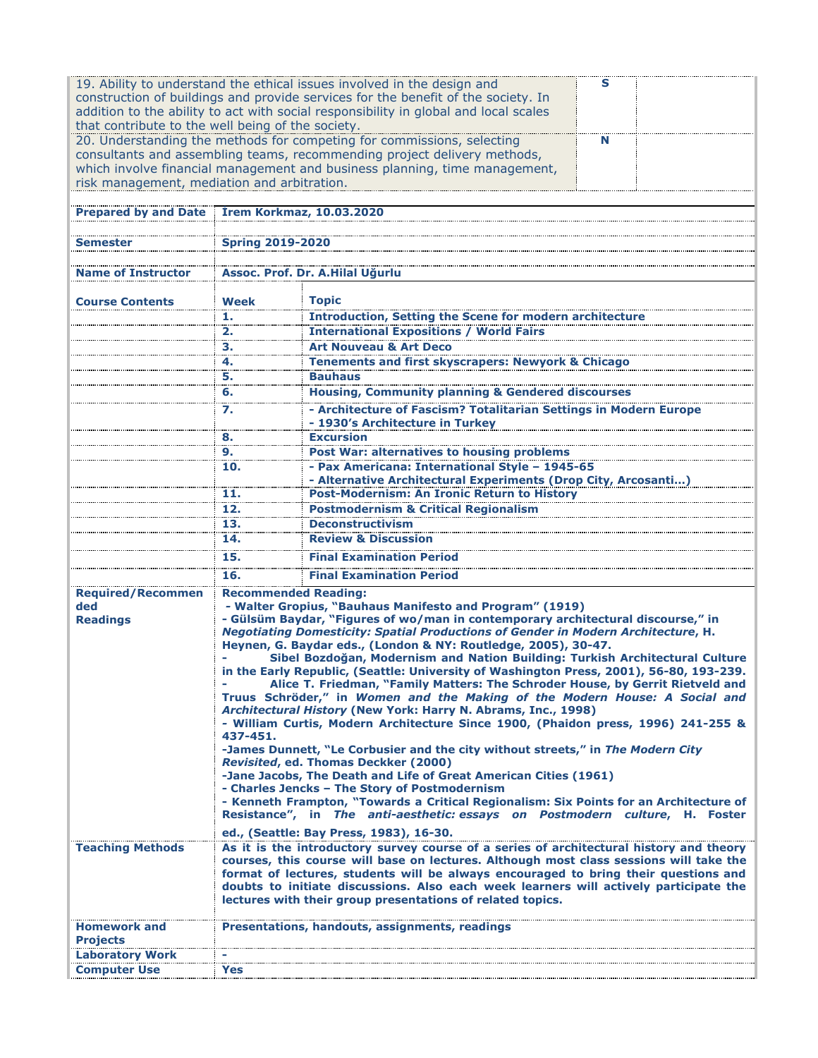| | | |
|---|---|---|
| 19. Ability to understand the ethical issues involved in the design and construction of buildings and provide services for the benefit of the society. In addition to the ability to act with social responsibility in global and local scales that contribute to the well being of the society. | S | |
| 20. Understanding the methods for competing for commissions, selecting consultants and assembling teams, recommending project delivery methods, which involve financial management and business planning, time management, risk management, mediation and arbitration. | N | |

| | | |
|---|---|---|
| **Prepared by and Date** | **İrem Korkmaz, 10.03.2020** | |
| **Semester** | **Spring 2019-2020** | |
| **Name of Instructor** | **Assoc. Prof. Dr. A.Hilal Uğurlu** | |
| **Course Contents** | **Week** | **Topic** |
| | **1.** | **Introduction, Setting the Scene for modern architecture** |
| | **2.** | **International Expositions / World Fairs** |
| | **3.** | **Art Nouveau & Art Deco** |
| | **4.** | **Tenements and first skyscrapers: Newyork & Chicago** |
| | **5.** | **Bauhaus** |
| | **6.** | **Housing, Community planning & Gendered discourses** |
| | **7.** | **- Architecture of Fascism? Totalitarian Settings in Modern Europe**<br>**- 1930's Architecture in Turkey** |
| | **8.** | **Excursion** |
| | **9.** | **Post War: alternatives to housing problems** |
| | **10.** | **- Pax Americana: International Style – 1945-65**<br>**- Alternative Architectural Experiments (Drop City, Arcosanti…)** |
| | **11.** | **Post-Modernism: An Ironic Return to History** |
| | **12.** | **Postmodernism & Critical Regionalism** |
| | **13.** | **Deconstructivism** |
| | **14.** | **Review & Discussion** |
| | **15.** | **Final Examination Period** |
| | **16.** | **Final Examination Period** |
| **Required/Recommended Readings** | **Recommended Reading:**<br>**- Walter Gropius, "Bauhaus Manifesto and Program" (1919)**<br>**- Gülsüm Baydar, "Figures of wo/man in contemporary architectural discourse," in *Negotiating Domesticity: Spatial Productions of Gender in Modern Architecture*, H. Heynen, G. Baydar eds., (London & NY: Routledge, 2005), 30-47.**<br>**- Sibel Bozdoğan, Modernism and Nation Building: Turkish Architectural Culture in the Early Republic, (Seattle: University of Washington Press, 2001), 56-80, 193-239.**<br>**- Alice T. Friedman, "Family Matters: The Schroder House, by Gerrit Rietveld and Truus Schröder," in *Women and the Making of the Modern House: A Social and Architectural History* (New York: Harry N. Abrams, Inc., 1998)**<br>**- William Curtis, Modern Architecture Since 1900, (Phaidon press, 1996) 241-255 & 437-451.**<br>**-James Dunnett, "Le Corbusier and the city without streets," in *The Modern City Revisited*, ed. Thomas Deckker (2000)**<br>**-Jane Jacobs, The Death and Life of Great American Cities (1961)**<br>**- Charles Jencks – The Story of Postmodernism**<br>**- Kenneth Frampton, "Towards a Critical Regionalism: Six Points for an Architecture of Resistance", in *The anti-aesthetic: essays on Postmodern culture*, H. Foster ed., (Seattle: Bay Press, 1983), 16-30.** | |
| **Teaching Methods** | **As it is the introductory survey course of a series of architectural history and theory courses, this course will base on lectures. Although most class sessions will take the format of lectures, students will be always encouraged to bring their questions and doubts to initiate discussions. Also each week learners will actively participate the lectures with their group presentations of related topics.** | |
| **Homework and Projects** | **Presentations, handouts, assignments, readings** | |
| **Laboratory Work** | **-** | |
| **Computer Use** | **Yes** | |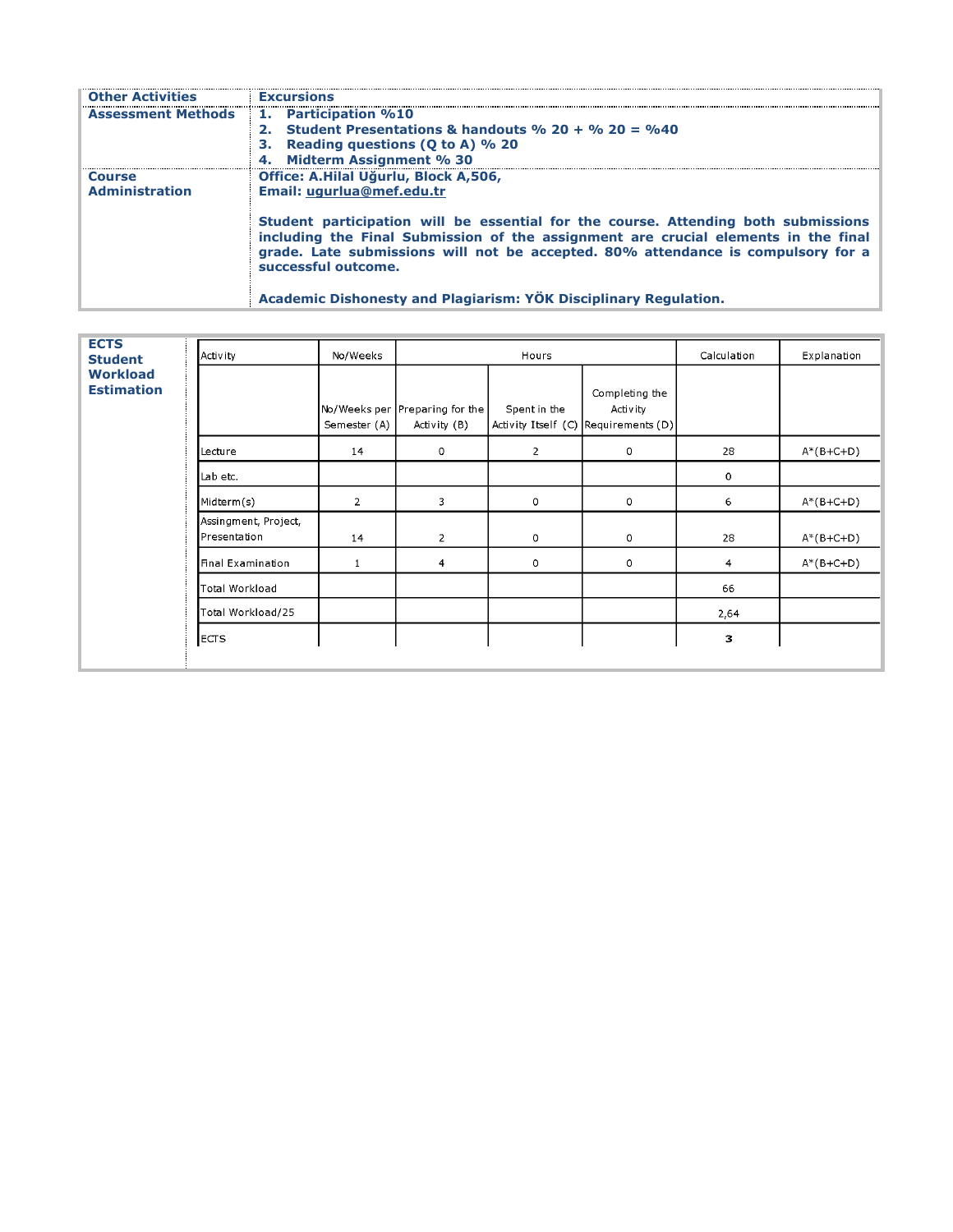| | |
|---|---|
| **Other Activities** | **Excursions** |
| **Assessment Methods** | **1. Participation %10**<br>**2. Student Presentations & handouts % 20 + % 20 = %40**<br>**3. Reading questions (Q to A) % 20**<br>**4. Midterm Assignment % 30** |
| **Course Administration** | **Office: A.Hilal Uğurlu, Block A,506,**<br>**Email: ugurlua@mef.edu.tr**<br><br>**Student participation will be essential for the course. Attending both submissions including the Final Submission of the assignment are crucial elements in the final grade. Late submissions will not be accepted. 80% attendance is compulsory for a successful outcome.**<br><br>**Academic Dishonesty and Plagiarism: YÖK Disciplinary Regulation.** |

**ECTS Student Workload Estimation**

| Activity | No/Weeks | Hours | | | Calculation | Explanation |
|---|---|---|---|---|---|---|
| | No/Weeks per Semester (A) | Preparing for the Activity (B) | Spent in the Activity Itself (C) | Completing the Activity Requirements (D) | | |
| Lecture | 14 | 0 | 2 | 0 | 28 | A*(B+C+D) |
| Lab etc. | | | | | 0 | |
| Midterm(s) | 2 | 3 | 0 | 0 | 6 | A*(B+C+D) |
| Assingment, Project, Presentation | 14 | 2 | 0 | 0 | 28 | A*(B+C+D) |
| Final Examination | 1 | 4 | 0 | 0 | 4 | A*(B+C+D) |
| Total Workload | | | | | 66 | |
| Total Workload/25 | | | | | 2,64 | |
| ECTS | | | | | 3 | |